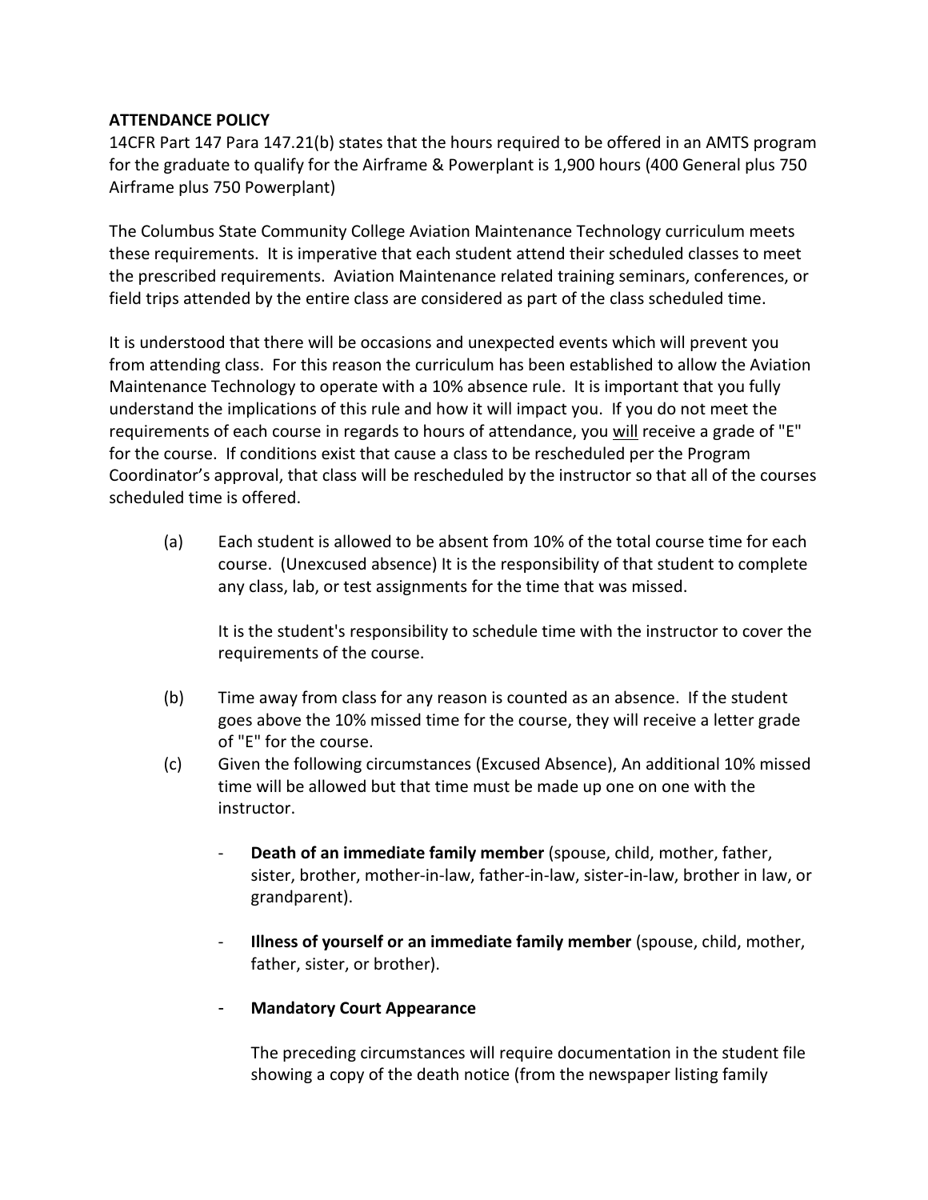**ATTENDANCE POLICY**

14CFR Part 147 Para 147.21(b) states that the hours required to be offered in an AMTS program for the graduate to qualify for the Airframe & Powerplant is 1,900 hours (400 General plus 750 Airframe plus 750 Powerplant)

The Columbus State Community College Aviation Maintenance Technology curriculum meets these requirements. It is imperative that each student attend their scheduled classes to meet the prescribed requirements. Aviation Maintenance related training seminars, conferences, or field trips attended by the entire class are considered as part of the class scheduled time.

It is understood that there will be occasions and unexpected events which will prevent you from attending class. For this reason the curriculum has been established to allow the Aviation Maintenance Technology to operate with a 10% absence rule. It is important that you fully understand the implications of this rule and how it will impact you. If you do not meet the requirements of each course in regards to hours of attendance, you <u>will</u> receive a grade of "E" for the course. If conditions exist that cause a class to be rescheduled per the Program Coordinator's approval, that class will be rescheduled by the instructor so that all of the courses scheduled time is offered.

(a) Each student is allowed to be absent from 10% of the total course time for each course. (Unexcused absence) It is the responsibility of that student to complete any class, lab, or test assignments for the time that was missed.

   It is the student's responsibility to schedule time with the instructor to cover the requirements of the course.

(b) Time away from class for any reason is counted as an absence. If the student goes above the 10% missed time for the course, they will receive a letter grade of "E" for the course.

(c) Given the following circumstances (Excused Absence), An additional 10% missed time will be allowed but that time must be made up one on one with the instructor.

   - **Death of an immediate family member** (spouse, child, mother, father, sister, brother, mother-in-law, father-in-law, sister-in-law, brother in law, or grandparent).

   - **Illness of yourself or an immediate family member** (spouse, child, mother, father, sister, or brother).

   - **Mandatory Court Appearance**

   The preceding circumstances will require documentation in the student file showing a copy of the death notice (from the newspaper listing family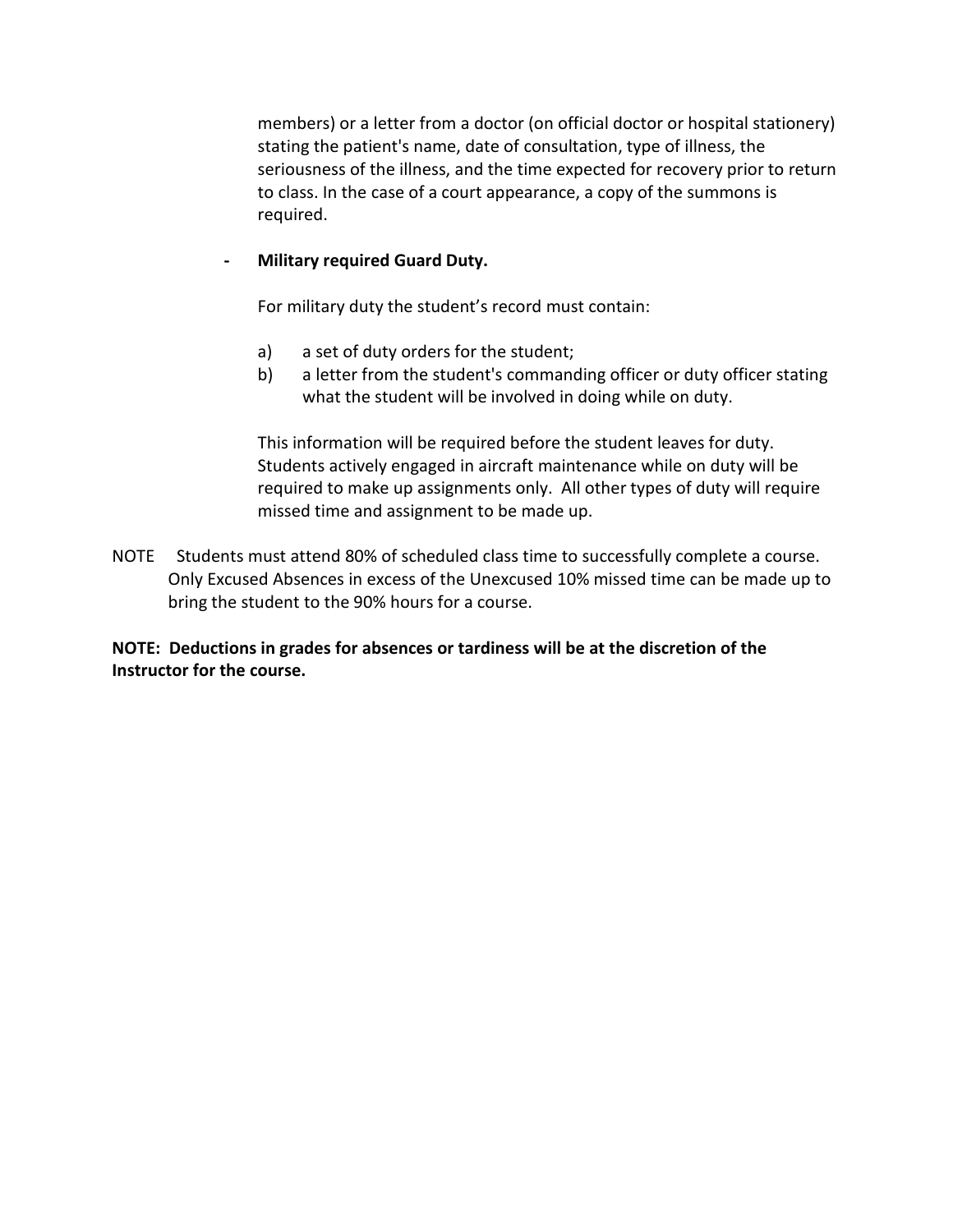members) or a letter from a doctor (on official doctor or hospital stationery) stating the patient's name, date of consultation, type of illness, the seriousness of the illness, and the time expected for recovery prior to return to class. In the case of a court appearance, a copy of the summons is required.

- **Military required Guard Duty.**

  For military duty the student's record must contain:

  a) a set of duty orders for the student;
  b) a letter from the student's commanding officer or duty officer stating what the student will be involved in doing while on duty.

  This information will be required before the student leaves for duty. Students actively engaged in aircraft maintenance while on duty will be required to make up assignments only. All other types of duty will require missed time and assignment to be made up.

NOTE Students must attend 80% of scheduled class time to successfully complete a course. Only Excused Absences in excess of the Unexcused 10% missed time can be made up to bring the student to the 90% hours for a course.

**NOTE: Deductions in grades for absences or tardiness will be at the discretion of the Instructor for the course.**